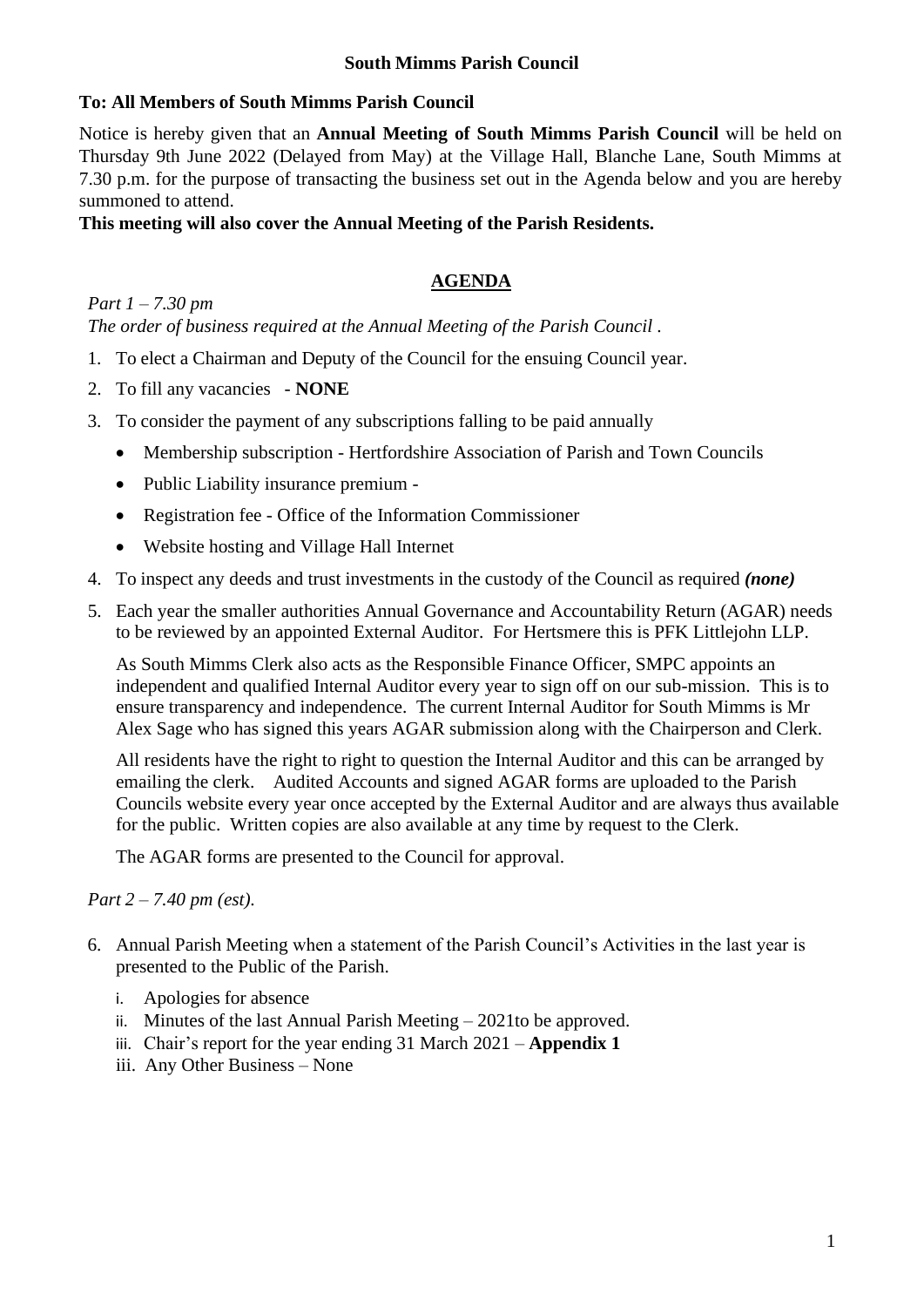**South Mimms Parish Council**

**To: All Members of South Mimms Parish Council**

Notice is hereby given that an **Annual Meeting of South Mimms Parish Council** will be held on Thursday 9th June 2022 (Delayed from May) at the Village Hall, Blanche Lane, South Mimms at 7.30 p.m. for the purpose of transacting the business set out in the Agenda below and you are hereby summoned to attend.

**This meeting will also cover the Annual Meeting of the Parish Residents.**

## AGENDA

*Part 1 – 7.30 pm*

*The order of business required at the Annual Meeting of the Parish Council .*

1. To elect a Chairman and Deputy of the Council for the ensuing Council year.
2. To fill any vacancies - **NONE**
3. To consider the payment of any subscriptions falling to be paid annually
   - Membership subscription - Hertfordshire Association of Parish and Town Councils
   - Public Liability insurance premium -
   - Registration fee - Office of the Information Commissioner
   - Website hosting and Village Hall Internet
4. To inspect any deeds and trust investments in the custody of the Council as required ***(none)***
5. Each year the smaller authorities Annual Governance and Accountability Return (AGAR) needs to be reviewed by an appointed External Auditor. For Hertsmere this is PFK Littlejohn LLP.

   As South Mimms Clerk also acts as the Responsible Finance Officer, SMPC appoints an independent and qualified Internal Auditor every year to sign off on our sub-mission. This is to ensure transparency and independence. The current Internal Auditor for South Mimms is Mr Alex Sage who has signed this years AGAR submission along with the Chairperson and Clerk.

   All residents have the right to right to question the Internal Auditor and this can be arranged by emailing the clerk. Audited Accounts and signed AGAR forms are uploaded to the Parish Councils website every year once accepted by the External Auditor and are always thus available for the public. Written copies are also available at any time by request to the Clerk.

   The AGAR forms are presented to the Council for approval.

*Part 2 – 7.40 pm (est).*

6. Annual Parish Meeting when a statement of the Parish Council's Activities in the last year is presented to the Public of the Parish.
   - i. Apologies for absence
   - ii. Minutes of the last Annual Parish Meeting – 2021to be approved.
   - iii. Chair's report for the year ending 31 March 2021 – **Appendix 1**
   - iii. Any Other Business – None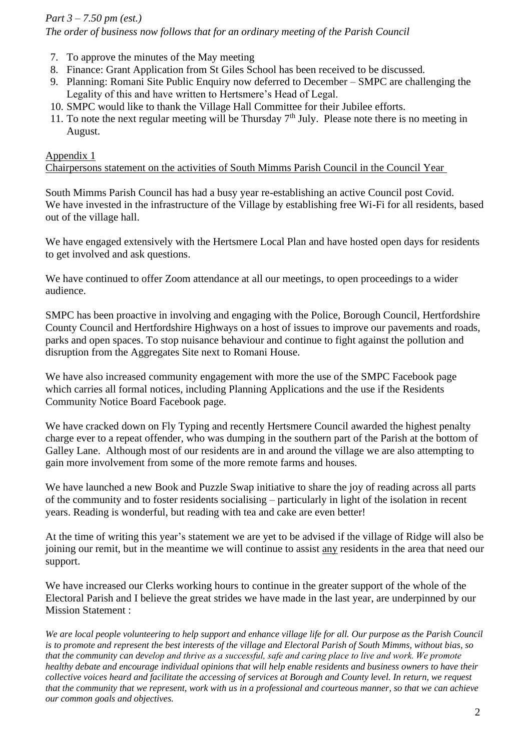*Part 3 – 7.50 pm (est.)*
*The order of business now follows that for an ordinary meeting of the Parish Council*

7. To approve the minutes of the May meeting
8. Finance: Grant Application from St Giles School has been received to be discussed.
9. Planning: Romani Site Public Enquiry now deferred to December – SMPC are challenging the Legality of this and have written to Hertsmere's Head of Legal.
10. SMPC would like to thank the Village Hall Committee for their Jubilee efforts.
11. To note the next regular meeting will be Thursday 7th July. Please note there is no meeting in August.

Appendix 1
Chairpersons statement on the activities of South Mimms Parish Council in the Council Year

South Mimms Parish Council has had a busy year re-establishing an active Council post Covid. We have invested in the infrastructure of the Village by establishing free Wi-Fi for all residents, based out of the village hall.

We have engaged extensively with the Hertsmere Local Plan and have hosted open days for residents to get involved and ask questions.

We have continued to offer Zoom attendance at all our meetings, to open proceedings to a wider audience.

SMPC has been proactive in involving and engaging with the Police, Borough Council, Hertfordshire County Council and Hertfordshire Highways on a host of issues to improve our pavements and roads, parks and open spaces. To stop nuisance behaviour and continue to fight against the pollution and disruption from the Aggregates Site next to Romani House.

We have also increased community engagement with more the use of the SMPC Facebook page which carries all formal notices, including Planning Applications and the use if the Residents Community Notice Board Facebook page.

We have cracked down on Fly Typing and recently Hertsmere Council awarded the highest penalty charge ever to a repeat offender, who was dumping in the southern part of the Parish at the bottom of Galley Lane. Although most of our residents are in and around the village we are also attempting to gain more involvement from some of the more remote farms and houses.

We have launched a new Book and Puzzle Swap initiative to share the joy of reading across all parts of the community and to foster residents socialising – particularly in light of the isolation in recent years. Reading is wonderful, but reading with tea and cake are even better!

At the time of writing this year's statement we are yet to be advised if the village of Ridge will also be joining our remit, but in the meantime we will continue to assist any residents in the area that need our support.

We have increased our Clerks working hours to continue in the greater support of the whole of the Electoral Parish and I believe the great strides we have made in the last year, are underpinned by our Mission Statement :

*We are local people volunteering to help support and enhance village life for all. Our purpose as the Parish Council is to promote and represent the best interests of the village and Electoral Parish of South Mimms, without bias, so that the community can develop and thrive as a successful, safe and caring place to live and work. We promote healthy debate and encourage individual opinions that will help enable residents and business owners to have their collective voices heard and facilitate the accessing of services at Borough and County level. In return, we request that the community that we represent, work with us in a professional and courteous manner, so that we can achieve our common goals and objectives.*